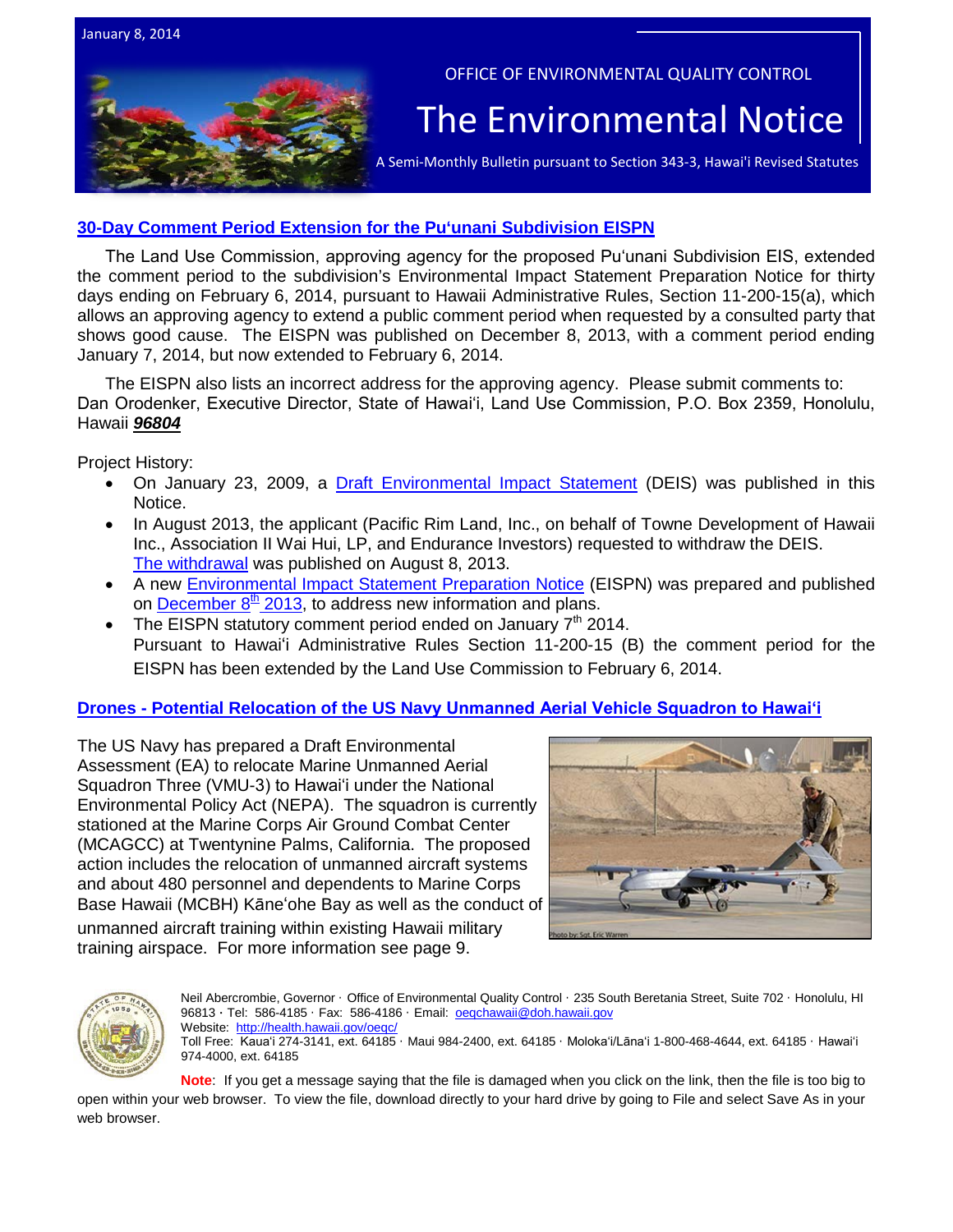January 8, 2014

OFFICE OF ENVIRONMENTAL QUALITY CONTROL

# The Environmental Notice

A Semi-Monthly Bulletin pursuant to Section 343-3, Hawai'i Revised Statutes

## 30-Day Comment Period Extension for the Pu'unani Subdivision EISPN

The Land Use Commission, approving agency for the proposed Pu'unani Subdivision EIS, extended the comment period to the subdivision's Environmental Impact Statement Preparation Notice for thirty days ending on February 6, 2014, pursuant to Hawaii Administrative Rules, Section 11-200-15(a), which allows an approving agency to extend a public comment period when requested by a consulted party that shows good cause. The EISPN was published on December 8, 2013, with a comment period ending January 7, 2014, but now extended to February 6, 2014.

The EISPN also lists an incorrect address for the approving agency. Please submit comments to: Dan Orodenker, Executive Director, State of Hawai'i, Land Use Commission, P.O. Box 2359, Honolulu, Hawaii ***96804***

Project History:

- On January 23, 2009, a Draft Environmental Impact Statement (DEIS) was published in this Notice.
- In August 2013, the applicant (Pacific Rim Land, Inc., on behalf of Towne Development of Hawaii Inc., Association II Wai Hui, LP, and Endurance Investors) requested to withdraw the DEIS. The withdrawal was published on August 8, 2013.
- A new Environmental Impact Statement Preparation Notice (EISPN) was prepared and published on December 8th 2013, to address new information and plans.
- The EISPN statutory comment period ended on January 7th 2014. Pursuant to Hawai'i Administrative Rules Section 11-200-15 (B) the comment period for the EISPN has been extended by the Land Use Commission to February 6, 2014.

## Drones - Potential Relocation of the US Navy Unmanned Aerial Vehicle Squadron to Hawai'i

The US Navy has prepared a Draft Environmental Assessment (EA) to relocate Marine Unmanned Aerial Squadron Three (VMU-3) to Hawai'i under the National Environmental Policy Act (NEPA). The squadron is currently stationed at the Marine Corps Air Ground Combat Center (MCAGCC) at Twentynine Palms, California. The proposed action includes the relocation of unmanned aircraft systems and about 480 personnel and dependents to Marine Corps Base Hawaii (MCBH) Kāne'ohe Bay as well as the conduct of unmanned aircraft training within existing Hawaii military training airspace. For more information see page 9.

Photo by: Sgt. Eric Warren

Neil Abercrombie, Governor · Office of Environmental Quality Control · 235 South Beretania Street, Suite 702 · Honolulu, HI 96813 · Tel: 586-4185 · Fax: 586-4186 · Email: oeqchawaii@doh.hawaii.gov
Website: http://health.hawaii.gov/oeqc/
Toll Free: Kaua'i 274-3141, ext. 64185 · Maui 984-2400, ext. 64185 · Moloka'i/Lāna'i 1-800-468-4644, ext. 64185 · Hawai'i 974-4000, ext. 64185

**Note**: If you get a message saying that the file is damaged when you click on the link, then the file is too big to open within your web browser. To view the file, download directly to your hard drive by going to File and select Save As in your web browser.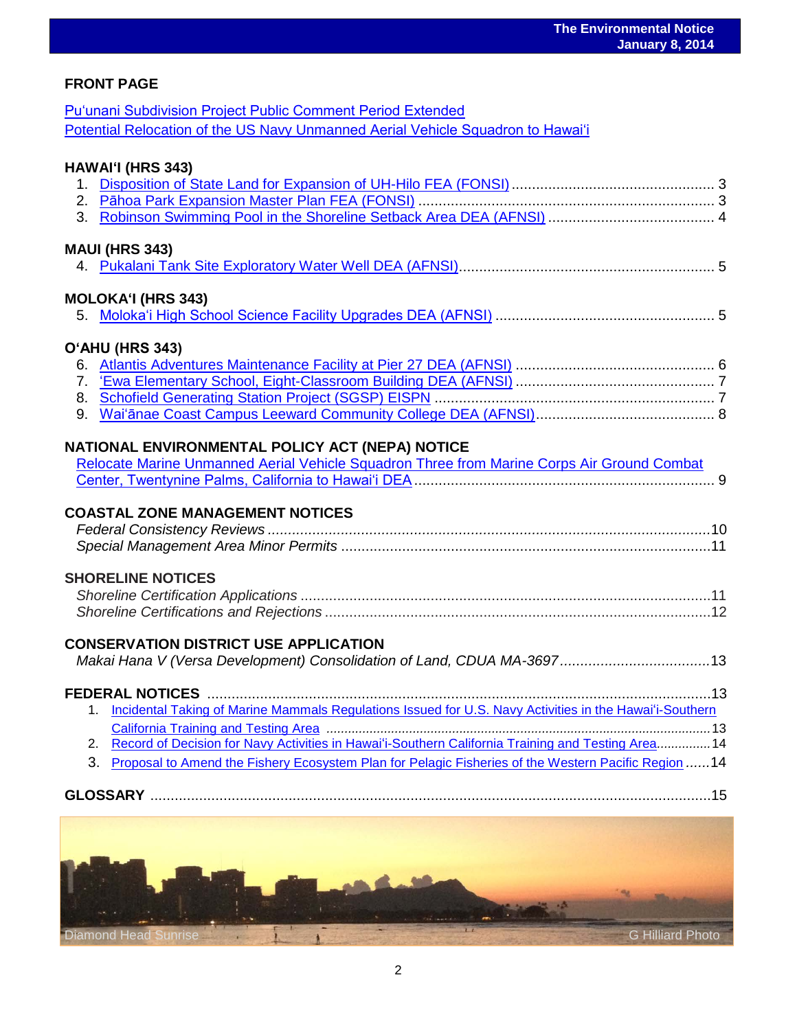## FRONT PAGE

Pu'unani Subdivision Project Public Comment Period Extended
Potential Relocation of the US Navy Unmanned Aerial Vehicle Squadron to Hawai'i

## HAWAI'I (HRS 343)

1. Disposition of State Land for Expansion of UH-Hilo FEA (FONSI) ..... 3
2. Pāhoa Park Expansion Master Plan FEA (FONSI) ..... 3
3. Robinson Swimming Pool in the Shoreline Setback Area DEA (AFNSI) ..... 4

## MAUI (HRS 343)

4. Pukalani Tank Site Exploratory Water Well DEA (AFNSI) ..... 5

## MOLOKA'I (HRS 343)

5. Moloka'i High School Science Facility Upgrades DEA (AFNSI) ..... 5

## O'AHU (HRS 343)

6. Atlantis Adventures Maintenance Facility at Pier 27 DEA (AFNSI) ..... 6
7. 'Ewa Elementary School, Eight-Classroom Building DEA (AFNSI) ..... 7
8. Schofield Generating Station Project (SGSP) EISPN ..... 7
9. Wai'ānae Coast Campus Leeward Community College DEA (AFNSI) ..... 8

## NATIONAL ENVIRONMENTAL POLICY ACT (NEPA) NOTICE

Relocate Marine Unmanned Aerial Vehicle Squadron Three from Marine Corps Air Ground Combat Center, Twentynine Palms, California to Hawai'i DEA ..... 9

## COASTAL ZONE MANAGEMENT NOTICES

*Federal Consistency Reviews* ..... 10
*Special Management Area Minor Permits* ..... 11

## SHORELINE NOTICES

*Shoreline Certification Applications* ..... 11
*Shoreline Certifications and Rejections* ..... 12

## CONSERVATION DISTRICT USE APPLICATION

*Makai Hana V (Versa Development) Consolidation of Land, CDUA MA-3697* ..... 13

## FEDERAL NOTICES ..... 13

1. Incidental Taking of Marine Mammals Regulations Issued for U.S. Navy Activities in the Hawai'i-Southern California Training and Testing Area ..... 13
2. Record of Decision for Navy Activities in Hawai'i-Southern California Training and Testing Area ..... 14
3. Proposal to Amend the Fishery Ecosystem Plan for Pelagic Fisheries of the Western Pacific Region ..... 14

## GLOSSARY ..... 15

Diamond Head Sunrise — G Hilliard Photo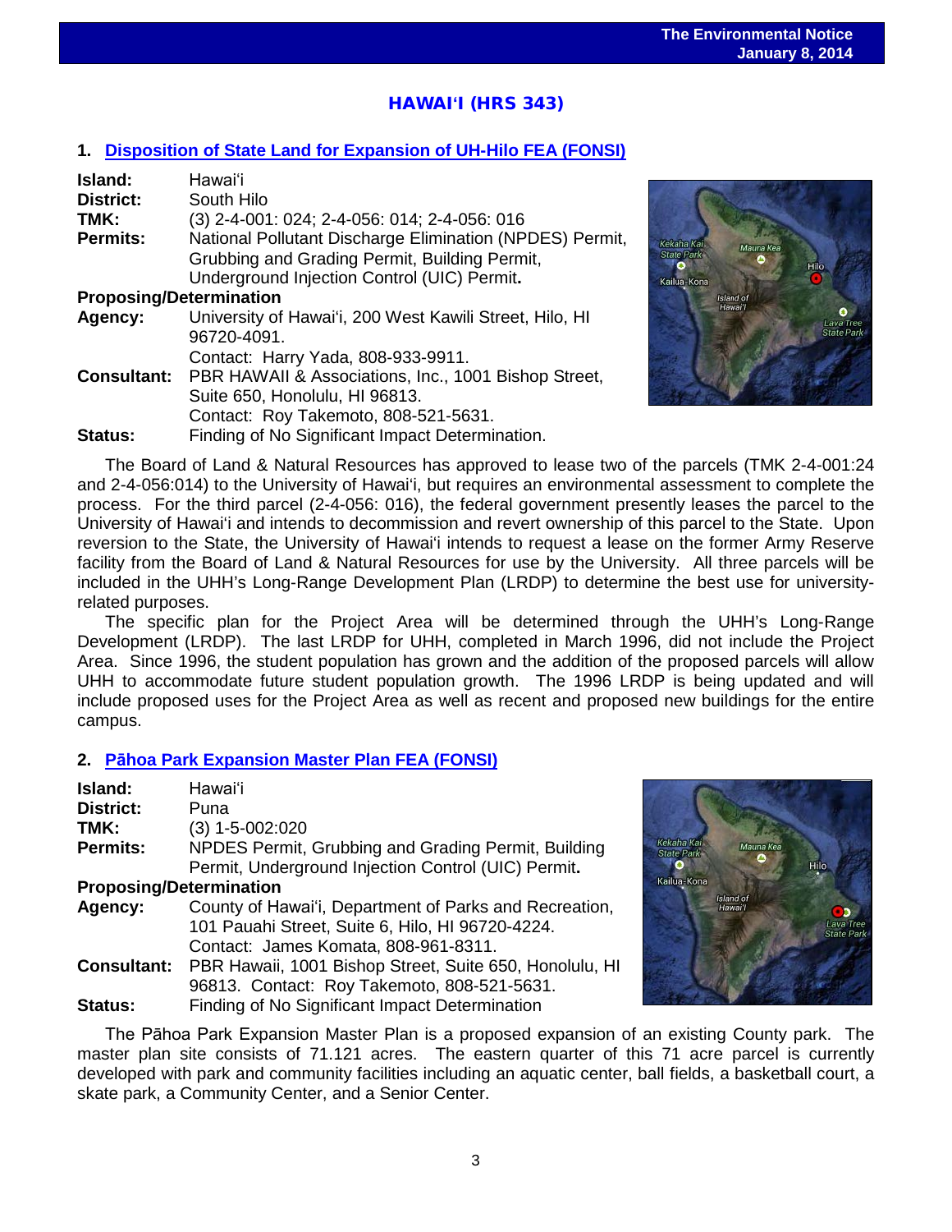## HAWAIʻI (HRS 343)

### 1. Disposition of State Land for Expansion of UH-Hilo FEA (FONSI)

**Island:** Hawaiʻi
**District:** South Hilo
**TMK:** (3) 2-4-001: 024; 2-4-056: 014; 2-4-056: 016
**Permits:** National Pollutant Discharge Elimination (NPDES) Permit, Grubbing and Grading Permit, Building Permit, Underground Injection Control (UIC) Permit.
**Proposing/Determination**
**Agency:** University of Hawaiʻi, 200 West Kawili Street, Hilo, HI 96720-4091.
Contact: Harry Yada, 808-933-9911.
**Consultant:** PBR HAWAII & Associations, Inc., 1001 Bishop Street, Suite 650, Honolulu, HI 96813.
Contact: Roy Takemoto, 808-521-5631.
**Status:** Finding of No Significant Impact Determination.

The Board of Land & Natural Resources has approved to lease two of the parcels (TMK 2-4-001:24 and 2-4-056:014) to the University of Hawaiʻi, but requires an environmental assessment to complete the process. For the third parcel (2-4-056: 016), the federal government presently leases the parcel to the University of Hawaiʻi and intends to decommission and revert ownership of this parcel to the State. Upon reversion to the State, the University of Hawaiʻi intends to request a lease on the former Army Reserve facility from the Board of Land & Natural Resources for use by the University. All three parcels will be included in the UHH's Long-Range Development Plan (LRDP) to determine the best use for university-related purposes.

The specific plan for the Project Area will be determined through the UHH's Long-Range Development (LRDP). The last LRDP for UHH, completed in March 1996, did not include the Project Area. Since 1996, the student population has grown and the addition of the proposed parcels will allow UHH to accommodate future student population growth. The 1996 LRDP is being updated and will include proposed uses for the Project Area as well as recent and proposed new buildings for the entire campus.

### 2. Pāhoa Park Expansion Master Plan FEA (FONSI)

**Island:** Hawaiʻi
**District:** Puna
**TMK:** (3) 1-5-002:020
**Permits:** NPDES Permit, Grubbing and Grading Permit, Building Permit, Underground Injection Control (UIC) Permit.
**Proposing/Determination**
**Agency:** County of Hawaiʻi, Department of Parks and Recreation, 101 Pauahi Street, Suite 6, Hilo, HI 96720-4224.
Contact: James Komata, 808-961-8311.
**Consultant:** PBR Hawaii, 1001 Bishop Street, Suite 650, Honolulu, HI 96813. Contact: Roy Takemoto, 808-521-5631.
**Status:** Finding of No Significant Impact Determination

The Pāhoa Park Expansion Master Plan is a proposed expansion of an existing County park. The master plan site consists of 71.121 acres. The eastern quarter of this 71 acre parcel is currently developed with park and community facilities including an aquatic center, ball fields, a basketball court, a skate park, a Community Center, and a Senior Center.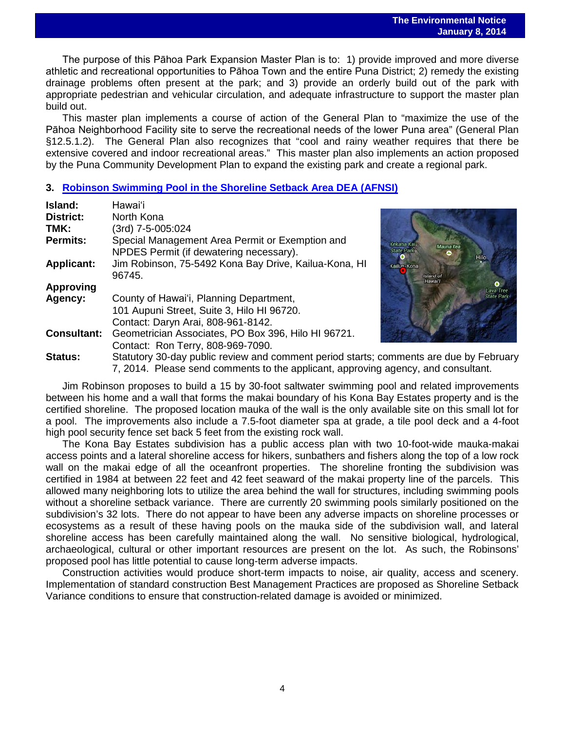The purpose of this Pāhoa Park Expansion Master Plan is to: 1) provide improved and more diverse athletic and recreational opportunities to Pāhoa Town and the entire Puna District; 2) remedy the existing drainage problems often present at the park; and 3) provide an orderly build out of the park with appropriate pedestrian and vehicular circulation, and adequate infrastructure to support the master plan build out.

This master plan implements a course of action of the General Plan to "maximize the use of the Pāhoa Neighborhood Facility site to serve the recreational needs of the lower Puna area" (General Plan §12.5.1.2). The General Plan also recognizes that "cool and rainy weather requires that there be extensive covered and indoor recreational areas." This master plan also implements an action proposed by the Puna Community Development Plan to expand the existing park and create a regional park.

### 3. Robinson Swimming Pool in the Shoreline Setback Area DEA (AFNSI)

**Island:** Hawai'i

**District:** North Kona

**TMK:** (3rd) 7-5-005:024

**Permits:** Special Management Area Permit or Exemption and NPDES Permit (if dewatering necessary).

**Applicant:** Jim Robinson, 75-5492 Kona Bay Drive, Kailua-Kona, HI 96745.

**Approving Agency:** County of Hawai'i, Planning Department, 101 Aupuni Street, Suite 3, Hilo HI 96720. Contact: Daryn Arai, 808-961-8142.

**Consultant:** Geometrician Associates, PO Box 396, Hilo HI 96721. Contact: Ron Terry, 808-969-7090.

**Status:** Statutory 30-day public review and comment period starts; comments are due by February 7, 2014. Please send comments to the applicant, approving agency, and consultant.

Jim Robinson proposes to build a 15 by 30-foot saltwater swimming pool and related improvements between his home and a wall that forms the makai boundary of his Kona Bay Estates property and is the certified shoreline. The proposed location mauka of the wall is the only available site on this small lot for a pool. The improvements also include a 7.5-foot diameter spa at grade, a tile pool deck and a 4-foot high pool security fence set back 5 feet from the existing rock wall.

The Kona Bay Estates subdivision has a public access plan with two 10-foot-wide mauka-makai access points and a lateral shoreline access for hikers, sunbathers and fishers along the top of a low rock wall on the makai edge of all the oceanfront properties. The shoreline fronting the subdivision was certified in 1984 at between 22 feet and 42 feet seaward of the makai property line of the parcels. This allowed many neighboring lots to utilize the area behind the wall for structures, including swimming pools without a shoreline setback variance. There are currently 20 swimming pools similarly positioned on the subdivision's 32 lots. There do not appear to have been any adverse impacts on shoreline processes or ecosystems as a result of these having pools on the mauka side of the subdivision wall, and lateral shoreline access has been carefully maintained along the wall. No sensitive biological, hydrological, archaeological, cultural or other important resources are present on the lot. As such, the Robinsons' proposed pool has little potential to cause long-term adverse impacts.

Construction activities would produce short-term impacts to noise, air quality, access and scenery. Implementation of standard construction Best Management Practices are proposed as Shoreline Setback Variance conditions to ensure that construction-related damage is avoided or minimized.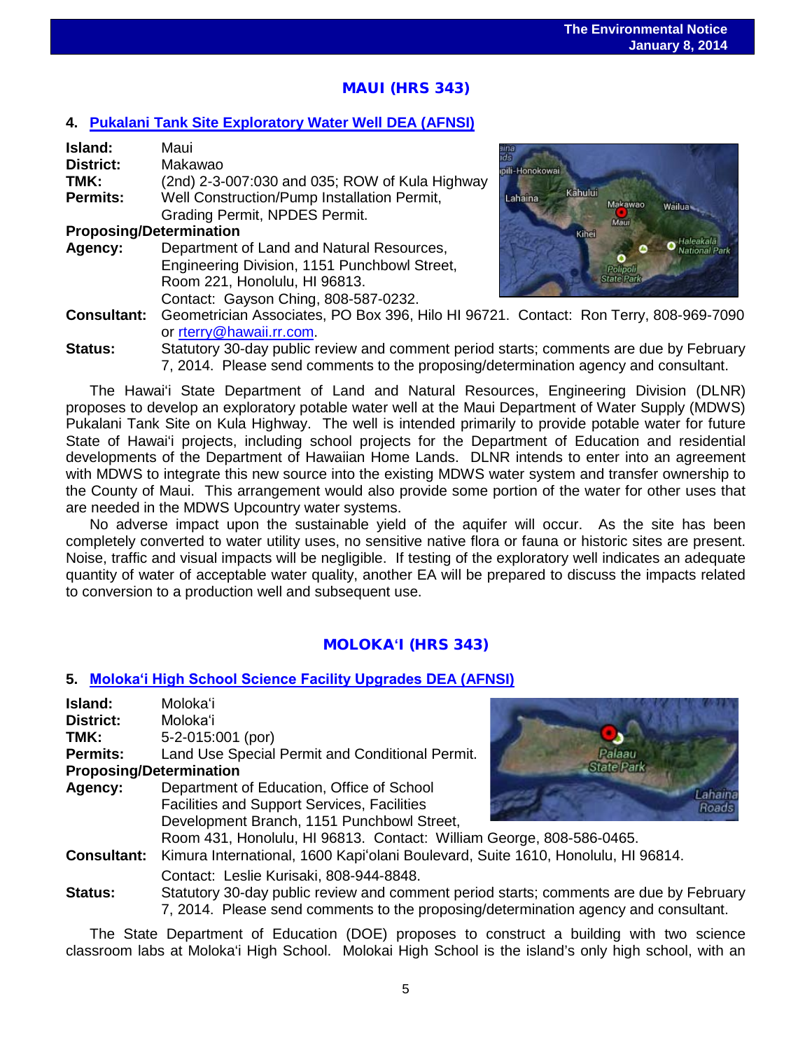## MAUI (HRS 343)

### 4. [Pukalani Tank Site Exploratory Water Well DEA (AFNSI)]()

**Island:** Maui
**District:** Makawao
**TMK:** (2nd) 2-3-007:030 and 035; ROW of Kula Highway
**Permits:** Well Construction/Pump Installation Permit, Grading Permit, NPDES Permit.
**Proposing/Determination Agency:** Department of Land and Natural Resources, Engineering Division, 1151 Punchbowl Street, Room 221, Honolulu, HI 96813. Contact: Gayson Ching, 808-587-0232.
**Consultant:** Geometrician Associates, PO Box 396, Hilo HI 96721. Contact: Ron Terry, 808-969-7090 or rterry@hawaii.rr.com.
**Status:** Statutory 30-day public review and comment period starts; comments are due by February 7, 2014. Please send comments to the proposing/determination agency and consultant.

The Hawaiʻi State Department of Land and Natural Resources, Engineering Division (DLNR) proposes to develop an exploratory potable water well at the Maui Department of Water Supply (MDWS) Pukalani Tank Site on Kula Highway. The well is intended primarily to provide potable water for future State of Hawaiʻi projects, including school projects for the Department of Education and residential developments of the Department of Hawaiian Home Lands. DLNR intends to enter into an agreement with MDWS to integrate this new source into the existing MDWS water system and transfer ownership to the County of Maui. This arrangement would also provide some portion of the water for other uses that are needed in the MDWS Upcountry water systems.

No adverse impact upon the sustainable yield of the aquifer will occur. As the site has been completely converted to water utility uses, no sensitive native flora or fauna or historic sites are present. Noise, traffic and visual impacts will be negligible. If testing of the exploratory well indicates an adequate quantity of water of acceptable water quality, another EA will be prepared to discuss the impacts related to conversion to a production well and subsequent use.

## MOLOKAʻI (HRS 343)

### 5. [Molokaʻi High School Science Facility Upgrades DEA (AFNSI)]()

**Island:** Molokaʻi
**District:** Molokaʻi
**TMK:** 5-2-015:001 (por)
**Permits:** Land Use Special Permit and Conditional Permit.
**Proposing/Determination Agency:** Department of Education, Office of School Facilities and Support Services, Facilities Development Branch, 1151 Punchbowl Street, Room 431, Honolulu, HI 96813. Contact: William George, 808-586-0465.
**Consultant:** Kimura International, 1600 Kapiʻolani Boulevard, Suite 1610, Honolulu, HI 96814. Contact: Leslie Kurisaki, 808-944-8848.
**Status:** Statutory 30-day public review and comment period starts; comments are due by February 7, 2014. Please send comments to the proposing/determination agency and consultant.

The State Department of Education (DOE) proposes to construct a building with two science classroom labs at Molokaʻi High School. Molokai High School is the island's only high school, with an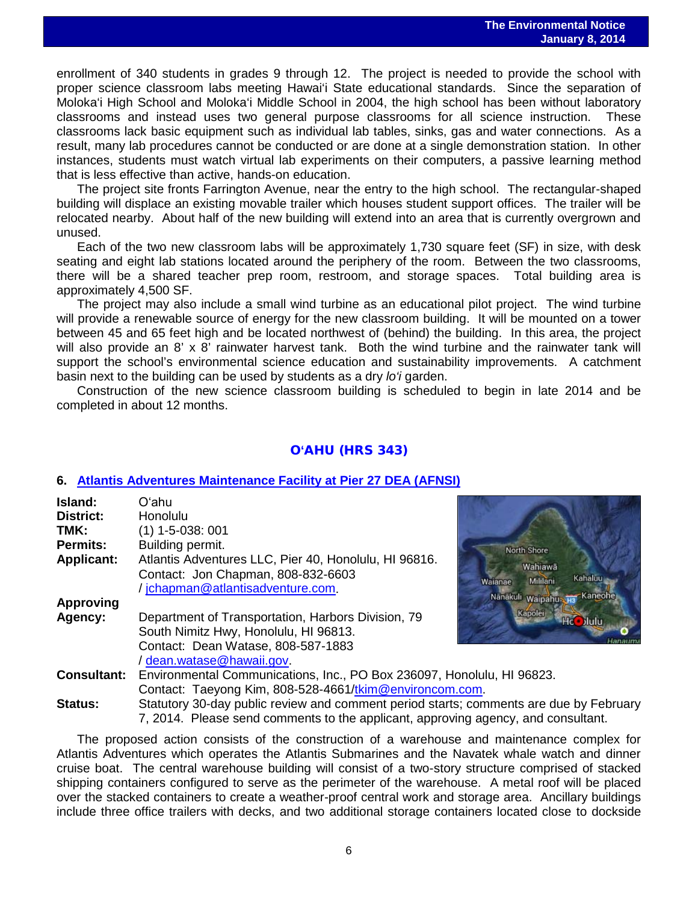enrollment of 340 students in grades 9 through 12. The project is needed to provide the school with proper science classroom labs meeting Hawaiʻi State educational standards. Since the separation of Molokaʻi High School and Molokaʻi Middle School in 2004, the high school has been without laboratory classrooms and instead uses two general purpose classrooms for all science instruction. These classrooms lack basic equipment such as individual lab tables, sinks, gas and water connections. As a result, many lab procedures cannot be conducted or are done at a single demonstration station. In other instances, students must watch virtual lab experiments on their computers, a passive learning method that is less effective than active, hands-on education.

The project site fronts Farrington Avenue, near the entry to the high school. The rectangular-shaped building will displace an existing movable trailer which houses student support offices. The trailer will be relocated nearby. About half of the new building will extend into an area that is currently overgrown and unused.

Each of the two new classroom labs will be approximately 1,730 square feet (SF) in size, with desk seating and eight lab stations located around the periphery of the room. Between the two classrooms, there will be a shared teacher prep room, restroom, and storage spaces. Total building area is approximately 4,500 SF.

The project may also include a small wind turbine as an educational pilot project. The wind turbine will provide a renewable source of energy for the new classroom building. It will be mounted on a tower between 45 and 65 feet high and be located northwest of (behind) the building. In this area, the project will also provide an 8' x 8' rainwater harvest tank. Both the wind turbine and the rainwater tank will support the school's environmental science education and sustainability improvements. A catchment basin next to the building can be used by students as a dry *loʻi* garden.

Construction of the new science classroom building is scheduled to begin in late 2014 and be completed in about 12 months.

## OʻAHU (HRS 343)

### 6. Atlantis Adventures Maintenance Facility at Pier 27 DEA (AFNSI)

**Island:** Oʻahu
**District:** Honolulu
**TMK:** (1) 1-5-038: 001
**Permits:** Building permit.
**Applicant:** Atlantis Adventures LLC, Pier 40, Honolulu, HI 96816. Contact: Jon Chapman, 808-832-6603 / jchapman@atlantisadventure.com.
**Approving Agency:** Department of Transportation, Harbors Division, 79 South Nimitz Hwy, Honolulu, HI 96813. Contact: Dean Watase, 808-587-1883 / dean.watase@hawaii.gov.
**Consultant:** Environmental Communications, Inc., PO Box 236097, Honolulu, HI 96823. Contact: Taeyong Kim, 808-528-4661/tkim@environcom.com.
**Status:** Statutory 30-day public review and comment period starts; comments are due by February 7, 2014. Please send comments to the applicant, approving agency, and consultant.

The proposed action consists of the construction of a warehouse and maintenance complex for Atlantis Adventures which operates the Atlantis Submarines and the Navatek whale watch and dinner cruise boat. The central warehouse building will consist of a two-story structure comprised of stacked shipping containers configured to serve as the perimeter of the warehouse. A metal roof will be placed over the stacked containers to create a weather-proof central work and storage area. Ancillary buildings include three office trailers with decks, and two additional storage containers located close to dockside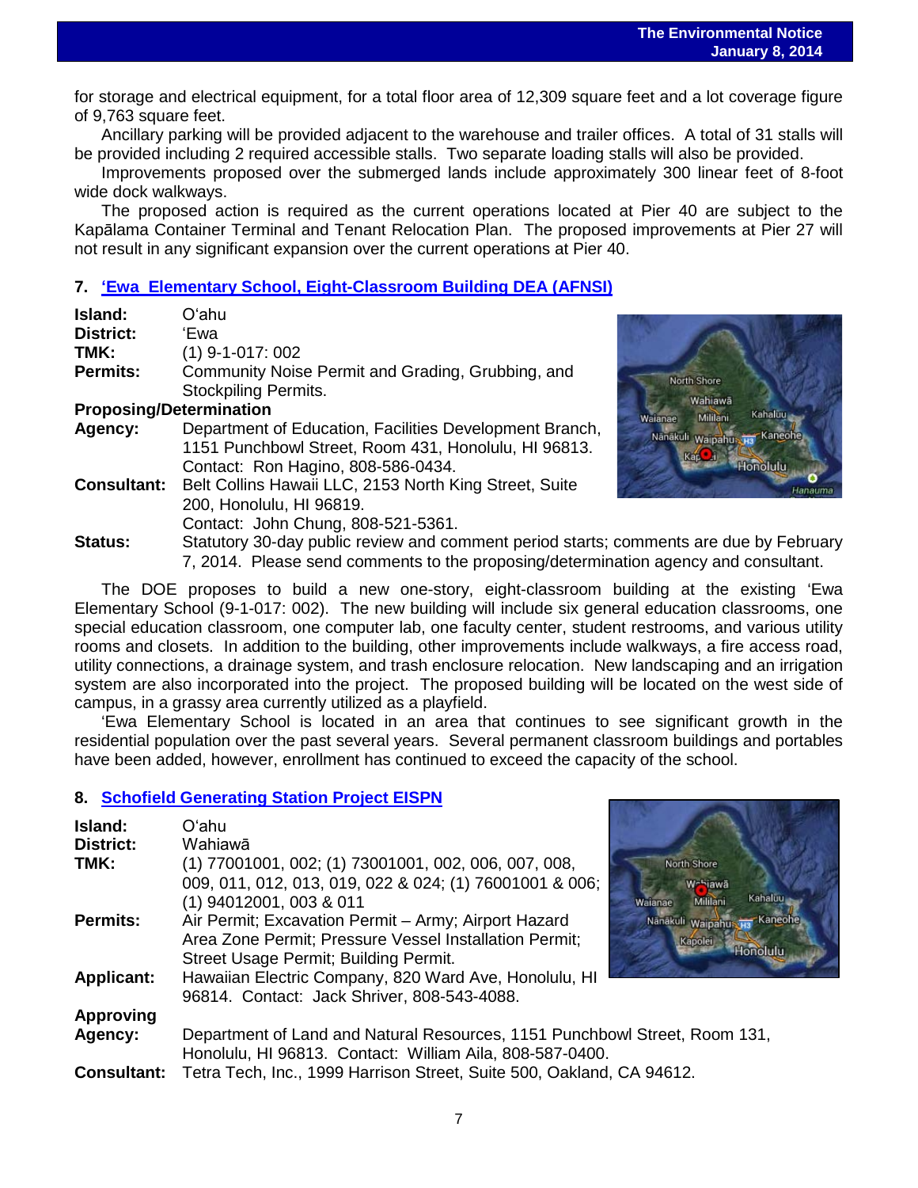for storage and electrical equipment, for a total floor area of 12,309 square feet and a lot coverage figure of 9,763 square feet.

Ancillary parking will be provided adjacent to the warehouse and trailer offices. A total of 31 stalls will be provided including 2 required accessible stalls. Two separate loading stalls will also be provided.

Improvements proposed over the submerged lands include approximately 300 linear feet of 8-foot wide dock walkways.

The proposed action is required as the current operations located at Pier 40 are subject to the Kapālama Container Terminal and Tenant Relocation Plan. The proposed improvements at Pier 27 will not result in any significant expansion over the current operations at Pier 40.

## 7. ʻEwa Elementary School, Eight-Classroom Building DEA (AFNSI)

**Island:** Oʻahu
**District:** ʻEwa
**TMK:** (1) 9-1-017: 002
**Permits:** Community Noise Permit and Grading, Grubbing, and Stockpiling Permits.
**Proposing/Determination Agency:** Department of Education, Facilities Development Branch, 1151 Punchbowl Street, Room 431, Honolulu, HI 96813. Contact: Ron Hagino, 808-586-0434.
**Consultant:** Belt Collins Hawaii LLC, 2153 North King Street, Suite 200, Honolulu, HI 96819. Contact: John Chung, 808-521-5361.
**Status:** Statutory 30-day public review and comment period starts; comments are due by February 7, 2014. Please send comments to the proposing/determination agency and consultant.

The DOE proposes to build a new one-story, eight-classroom building at the existing ʻEwa Elementary School (9-1-017: 002). The new building will include six general education classrooms, one special education classroom, one computer lab, one faculty center, student restrooms, and various utility rooms and closets. In addition to the building, other improvements include walkways, a fire access road, utility connections, a drainage system, and trash enclosure relocation. New landscaping and an irrigation system are also incorporated into the project. The proposed building will be located on the west side of campus, in a grassy area currently utilized as a playfield.

ʻEwa Elementary School is located in an area that continues to see significant growth in the residential population over the past several years. Several permanent classroom buildings and portables have been added, however, enrollment has continued to exceed the capacity of the school.

## 8. Schofield Generating Station Project EISPN

**Island:** Oʻahu
**District:** Wahiawā
**TMK:** (1) 77001001, 002; (1) 73001001, 002, 006, 007, 008, 009, 011, 012, 013, 019, 022 & 024; (1) 76001001 & 006; (1) 94012001, 003 & 011
**Permits:** Air Permit; Excavation Permit – Army; Airport Hazard Area Zone Permit; Pressure Vessel Installation Permit; Street Usage Permit; Building Permit.
**Applicant:** Hawaiian Electric Company, 820 Ward Ave, Honolulu, HI 96814. Contact: Jack Shriver, 808-543-4088.
**Approving Agency:** Department of Land and Natural Resources, 1151 Punchbowl Street, Room 131, Honolulu, HI 96813. Contact: William Aila, 808-587-0400.
**Consultant:** Tetra Tech, Inc., 1999 Harrison Street, Suite 500, Oakland, CA 94612.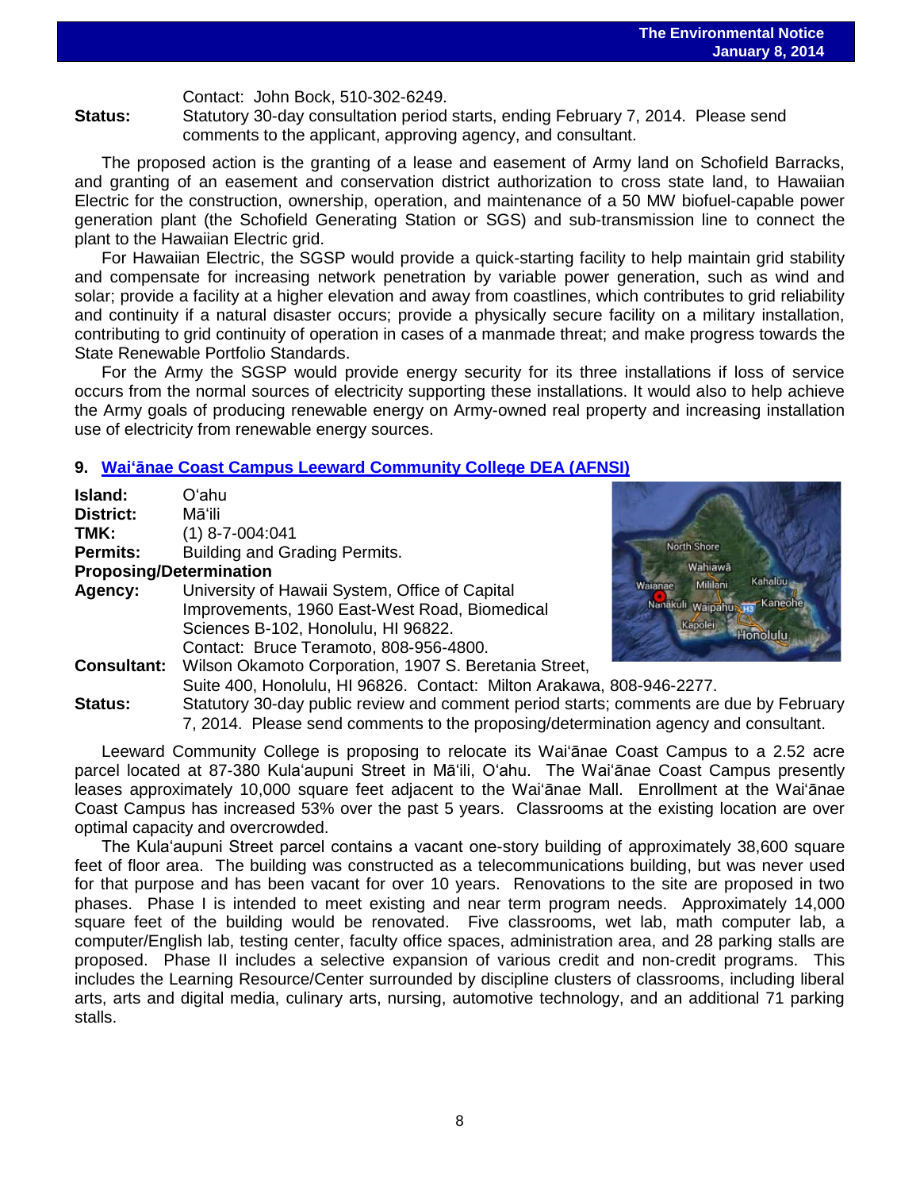Contact: John Bock, 510-302-6249.

**Status:** Statutory 30-day consultation period starts, ending February 7, 2014. Please send comments to the applicant, approving agency, and consultant.

The proposed action is the granting of a lease and easement of Army land on Schofield Barracks, and granting of an easement and conservation district authorization to cross state land, to Hawaiian Electric for the construction, ownership, operation, and maintenance of a 50 MW biofuel-capable power generation plant (the Schofield Generating Station or SGS) and sub-transmission line to connect the plant to the Hawaiian Electric grid.

For Hawaiian Electric, the SGSP would provide a quick-starting facility to help maintain grid stability and compensate for increasing network penetration by variable power generation, such as wind and solar; provide a facility at a higher elevation and away from coastlines, which contributes to grid reliability and continuity if a natural disaster occurs; provide a physically secure facility on a military installation, contributing to grid continuity of operation in cases of a manmade threat; and make progress towards the State Renewable Portfolio Standards.

For the Army the SGSP would provide energy security for its three installations if loss of service occurs from the normal sources of electricity supporting these installations. It would also to help achieve the Army goals of producing renewable energy on Army-owned real property and increasing installation use of electricity from renewable energy sources.

## 9. Waiʻānae Coast Campus Leeward Community College DEA (AFNSI)

**Island:** Oʻahu

**District:** Māʻili

**TMK:** (1) 8-7-004:041

**Permits:** Building and Grading Permits.

**Proposing/Determination Agency:** University of Hawaii System, Office of Capital Improvements, 1960 East-West Road, Biomedical Sciences B-102, Honolulu, HI 96822. Contact: Bruce Teramoto, 808-956-4800.

**Consultant:** Wilson Okamoto Corporation, 1907 S. Beretania Street, Suite 400, Honolulu, HI 96826. Contact: Milton Arakawa, 808-946-2277.

**Status:** Statutory 30-day public review and comment period starts; comments are due by February 7, 2014. Please send comments to the proposing/determination agency and consultant.

Leeward Community College is proposing to relocate its Waiʻānae Coast Campus to a 2.52 acre parcel located at 87-380 Kulaʻaupuni Street in Māʻili, Oʻahu. The Waiʻānae Coast Campus presently leases approximately 10,000 square feet adjacent to the Waiʻānae Mall. Enrollment at the Waiʻānae Coast Campus has increased 53% over the past 5 years. Classrooms at the existing location are over optimal capacity and overcrowded.

The Kulaʻaupuni Street parcel contains a vacant one-story building of approximately 38,600 square feet of floor area. The building was constructed as a telecommunications building, but was never used for that purpose and has been vacant for over 10 years. Renovations to the site are proposed in two phases. Phase I is intended to meet existing and near term program needs. Approximately 14,000 square feet of the building would be renovated. Five classrooms, wet lab, math computer lab, a computer/English lab, testing center, faculty office spaces, administration area, and 28 parking stalls are proposed. Phase II includes a selective expansion of various credit and non-credit programs. This includes the Learning Resource/Center surrounded by discipline clusters of classrooms, including liberal arts, arts and digital media, culinary arts, nursing, automotive technology, and an additional 71 parking stalls.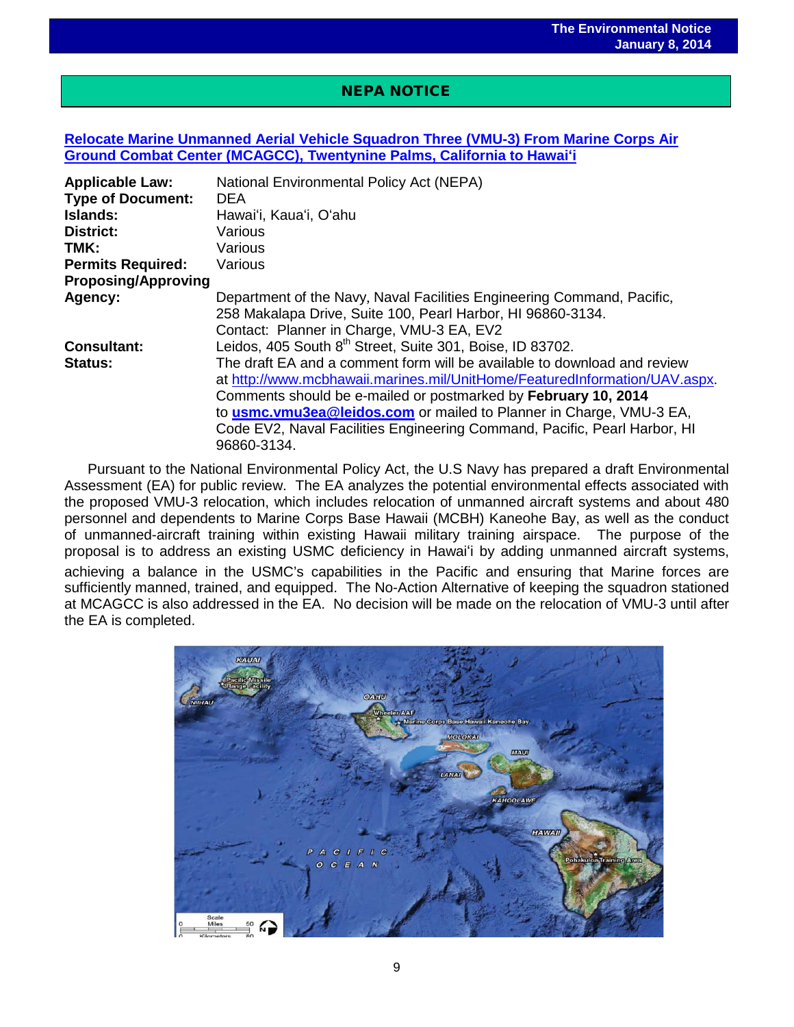## NEPA NOTICE

### Relocate Marine Unmanned Aerial Vehicle Squadron Three (VMU-3) From Marine Corps Air Ground Combat Center (MCAGCC), Twentynine Palms, California to Hawai'i

| | |
|---|---|
| **Applicable Law:** | National Environmental Policy Act (NEPA) |
| **Type of Document:** | DEA |
| **Islands:** | Hawai'i, Kaua'i, O'ahu |
| **District:** | Various |
| **TMK:** | Various |
| **Permits Required:** | Various |
| **Proposing/Approving Agency:** | Department of the Navy, Naval Facilities Engineering Command, Pacific, 258 Makalapa Drive, Suite 100, Pearl Harbor, HI 96860-3134. Contact: Planner in Charge, VMU-3 EA, EV2 |
| **Consultant:** | Leidos, 405 South 8th Street, Suite 301, Boise, ID 83702. |
| **Status:** | The draft EA and a comment form will be available to download and review at http://www.mcbhawaii.marines.mil/UnitHome/FeaturedInformation/UAV.aspx. Comments should be e-mailed or postmarked by **February 10, 2014** to **usmc.vmu3ea@leidos.com** or mailed to Planner in Charge, VMU-3 EA, Code EV2, Naval Facilities Engineering Command, Pacific, Pearl Harbor, HI 96860-3134. |

Pursuant to the National Environmental Policy Act, the U.S Navy has prepared a draft Environmental Assessment (EA) for public review. The EA analyzes the potential environmental effects associated with the proposed VMU-3 relocation, which includes relocation of unmanned aircraft systems and about 480 personnel and dependents to Marine Corps Base Hawaii (MCBH) Kaneohe Bay, as well as the conduct of unmanned-aircraft training within existing Hawaii military training airspace. The purpose of the proposal is to address an existing USMC deficiency in Hawai'i by adding unmanned aircraft systems, achieving a balance in the USMC's capabilities in the Pacific and ensuring that Marine forces are sufficiently manned, trained, and equipped. The No-Action Alternative of keeping the squadron stationed at MCAGCC is also addressed in the EA. No decision will be made on the relocation of VMU-3 until after the EA is completed.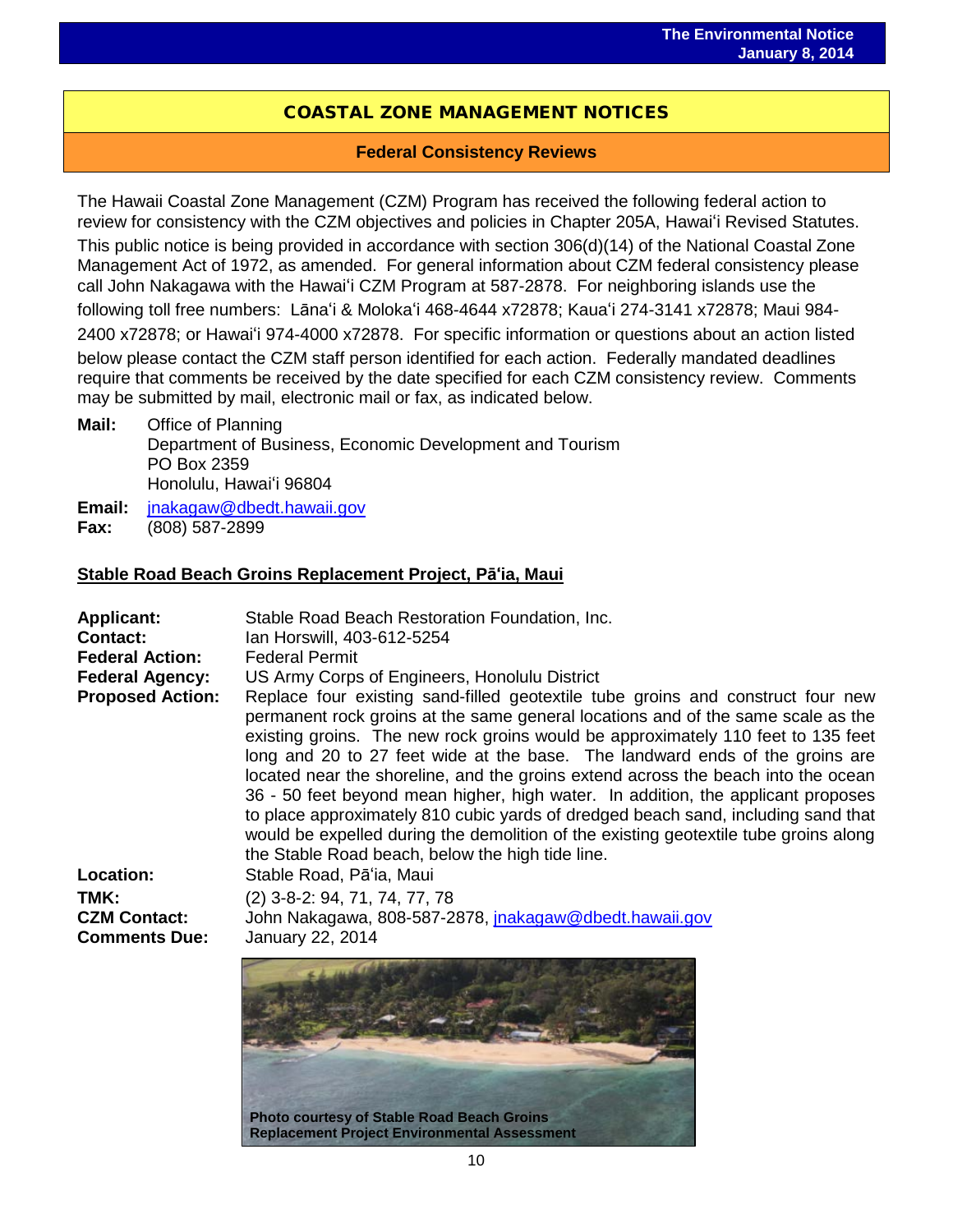## COASTAL ZONE MANAGEMENT NOTICES

### Federal Consistency Reviews

The Hawaii Coastal Zone Management (CZM) Program has received the following federal action to review for consistency with the CZM objectives and policies in Chapter 205A, Hawaiʻi Revised Statutes. This public notice is being provided in accordance with section 306(d)(14) of the National Coastal Zone Management Act of 1972, as amended. For general information about CZM federal consistency please call John Nakagawa with the Hawaiʻi CZM Program at 587-2878. For neighboring islands use the following toll free numbers: Lānaʻi & Molokaʻi 468-4644 x72878; Kauaʻi 274-3141 x72878; Maui 984-2400 x72878; or Hawaiʻi 974-4000 x72878. For specific information or questions about an action listed below please contact the CZM staff person identified for each action. Federally mandated deadlines require that comments be received by the date specified for each CZM consistency review. Comments may be submitted by mail, electronic mail or fax, as indicated below.

**Mail:** Office of Planning
Department of Business, Economic Development and Tourism
PO Box 2359
Honolulu, Hawaiʻi 96804

**Email:** jnakagaw@dbedt.hawaii.gov
**Fax:** (808) 587-2899

**Stable Road Beach Groins Replacement Project, Pāʻia, Maui**

**Applicant:** Stable Road Beach Restoration Foundation, Inc.
**Contact:** Ian Horswill, 403-612-5254
**Federal Action:** Federal Permit
**Federal Agency:** US Army Corps of Engineers, Honolulu District
**Proposed Action:** Replace four existing sand-filled geotextile tube groins and construct four new permanent rock groins at the same general locations and of the same scale as the existing groins. The new rock groins would be approximately 110 feet to 135 feet long and 20 to 27 feet wide at the base. The landward ends of the groins are located near the shoreline, and the groins extend across the beach into the ocean 36 - 50 feet beyond mean higher, high water. In addition, the applicant proposes to place approximately 810 cubic yards of dredged beach sand, including sand that would be expelled during the demolition of the existing geotextile tube groins along the Stable Road beach, below the high tide line.
**Location:** Stable Road, Pāʻia, Maui
**TMK:** (2) 3-8-2: 94, 71, 74, 77, 78
**CZM Contact:** John Nakagawa, 808-587-2878, jnakagaw@dbedt.hawaii.gov
**Comments Due:** January 22, 2014

Photo courtesy of Stable Road Beach Groins Replacement Project Environmental Assessment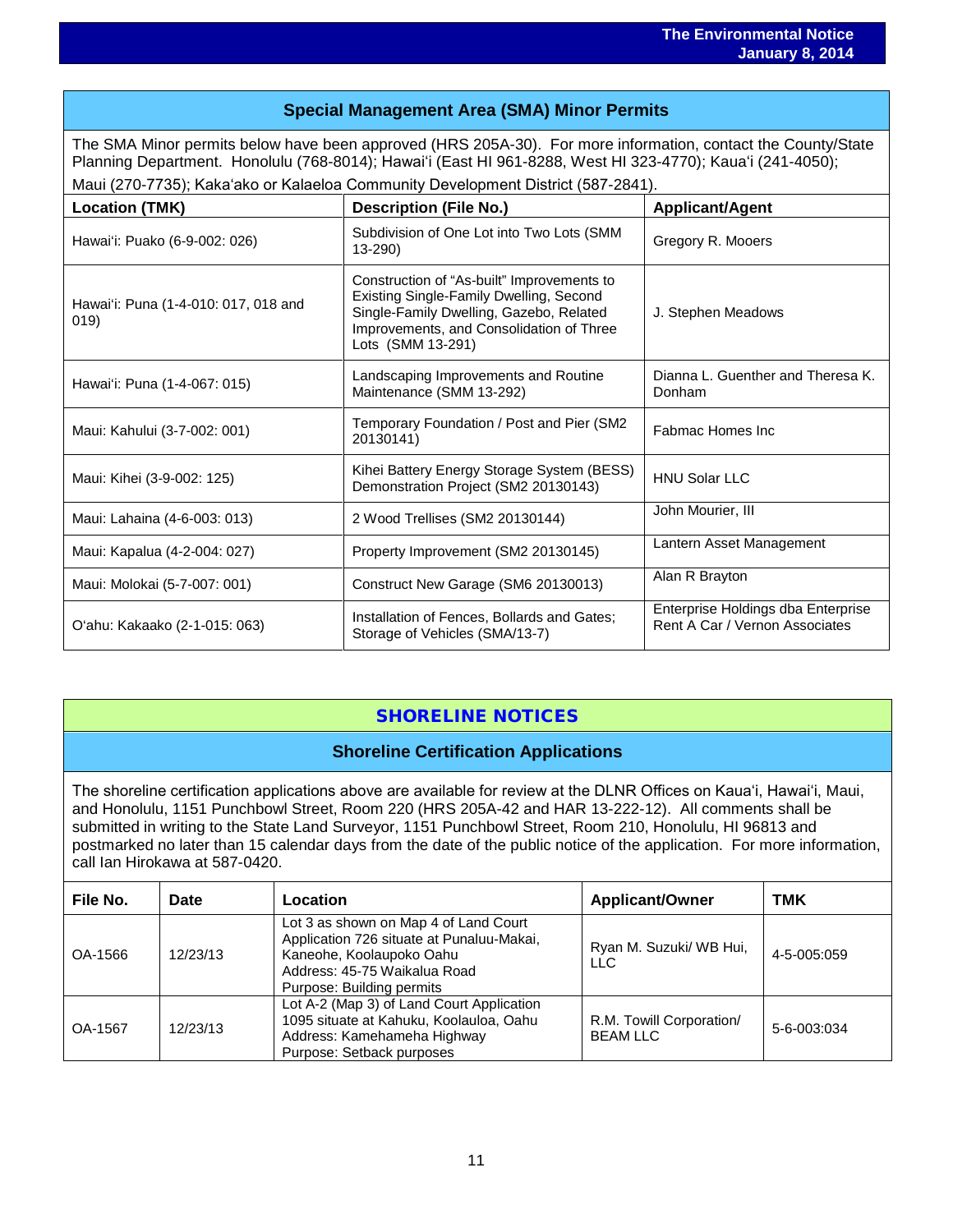## Special Management Area (SMA) Minor Permits

The SMA Minor permits below have been approved (HRS 205A-30). For more information, contact the County/State Planning Department. Honolulu (768-8014); Hawai'i (East HI 961-8288, West HI 323-4770); Kaua'i (241-4050); Maui (270-7735); Kaka'ako or Kalaeloa Community Development District (587-2841).

| Location (TMK) | Description (File No.) | Applicant/Agent |
|---|---|---|
| Hawai'i: Puako (6-9-002: 026) | Subdivision of One Lot into Two Lots (SMM 13-290) | Gregory R. Mooers |
| Hawai'i: Puna (1-4-010: 017, 018 and 019) | Construction of "As-built" Improvements to Existing Single-Family Dwelling, Second Single-Family Dwelling, Gazebo, Related Improvements, and Consolidation of Three Lots (SMM 13-291) | J. Stephen Meadows |
| Hawai'i: Puna (1-4-067: 015) | Landscaping Improvements and Routine Maintenance (SMM 13-292) | Dianna L. Guenther and Theresa K. Donham |
| Maui: Kahului (3-7-002: 001) | Temporary Foundation / Post and Pier (SM2 20130141) | Fabmac Homes Inc |
| Maui: Kihei (3-9-002: 125) | Kihei Battery Energy Storage System (BESS) Demonstration Project (SM2 20130143) | HNU Solar LLC |
| Maui: Lahaina (4-6-003: 013) | 2 Wood Trellises (SM2 20130144) | John Mourier, III |
| Maui: Kapalua (4-2-004: 027) | Property Improvement (SM2 20130145) | Lantern Asset Management |
| Maui: Molokai (5-7-007: 001) | Construct New Garage (SM6 20130013) | Alan R Brayton |
| O'ahu: Kakaako (2-1-015: 063) | Installation of Fences, Bollards and Gates; Storage of Vehicles (SMA/13-7) | Enterprise Holdings dba Enterprise Rent A Car / Vernon Associates |

# SHORELINE NOTICES

## Shoreline Certification Applications

The shoreline certification applications above are available for review at the DLNR Offices on Kaua'i, Hawai'i, Maui, and Honolulu, 1151 Punchbowl Street, Room 220 (HRS 205A-42 and HAR 13-222-12). All comments shall be submitted in writing to the State Land Surveyor, 1151 Punchbowl Street, Room 210, Honolulu, HI 96813 and postmarked no later than 15 calendar days from the date of the public notice of the application. For more information, call Ian Hirokawa at 587-0420.

| File No. | Date | Location | Applicant/Owner | TMK |
|---|---|---|---|---|
| OA-1566 | 12/23/13 | Lot 3 as shown on Map 4 of Land Court Application 726 situate at Punaluu-Makai, Kaneohe, Koolaupoko Oahu<br>Address: 45-75 Waikalua Road<br>Purpose: Building permits | Ryan M. Suzuki/ WB Hui, LLC | 4-5-005:059 |
| OA-1567 | 12/23/13 | Lot A-2 (Map 3) of Land Court Application 1095 situate at Kahuku, Koolauloa, Oahu<br>Address: Kamehameha Highway<br>Purpose: Setback purposes | R.M. Towill Corporation/ BEAM LLC | 5-6-003:034 |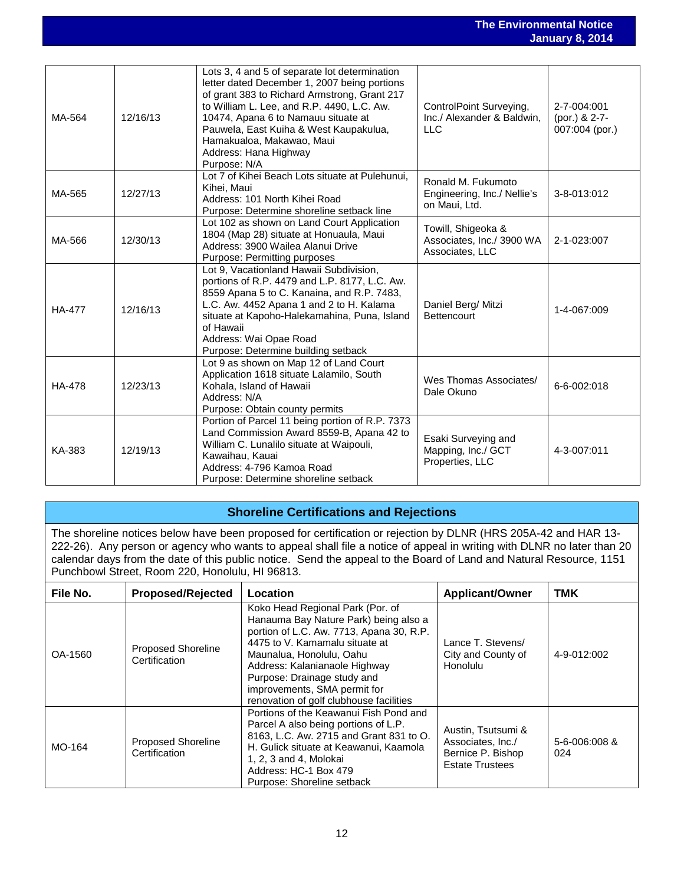| | | | | |
|---|---|---|---|---|
| MA-564 | 12/16/13 | Lots 3, 4 and 5 of separate lot determination letter dated December 1, 2007 being portions of grant 383 to Richard Armstrong, Grant 217 to William L. Lee, and R.P. 4490, L.C. Aw. 10474, Apana 6 to Namauu situate at Pauwela, East Kuiha & West Kaupakulua, Hamakualoa, Makawao, Maui<br>Address: Hana Highway<br>Purpose: N/A | ControlPoint Surveying, Inc./ Alexander & Baldwin, LLC | 2-7-004:001 (por.) & 2-7-007:004 (por.) |
| MA-565 | 12/27/13 | Lot 7 of Kihei Beach Lots situate at Pulehunui, Kihei, Maui<br>Address: 101 North Kihei Road<br>Purpose: Determine shoreline setback line | Ronald M. Fukumoto Engineering, Inc./ Nellie's on Maui, Ltd. | 3-8-013:012 |
| MA-566 | 12/30/13 | Lot 102 as shown on Land Court Application 1804 (Map 28) situate at Honuaula, Maui<br>Address: 3900 Wailea Alanui Drive<br>Purpose: Permitting purposes | Towill, Shigeoka & Associates, Inc./ 3900 WA Associates, LLC | 2-1-023:007 |
| HA-477 | 12/16/13 | Lot 9, Vacationland Hawaii Subdivision, portions of R.P. 4479 and L.P. 8177, L.C. Aw. 8559 Apana 5 to C. Kanaina, and R.P. 7483, L.C. Aw. 4452 Apana 1 and 2 to H. Kalama situate at Kapoho-Halekamahina, Puna, Island of Hawaii<br>Address: Wai Opae Road<br>Purpose: Determine building setback | Daniel Berg/ Mitzi Bettencourt | 1-4-067:009 |
| HA-478 | 12/23/13 | Lot 9 as shown on Map 12 of Land Court Application 1618 situate Lalamilo, South Kohala, Island of Hawaii<br>Address: N/A<br>Purpose: Obtain county permits | Wes Thomas Associates/ Dale Okuno | 6-6-002:018 |
| KA-383 | 12/19/13 | Portion of Parcel 11 being portion of R.P. 7373 Land Commission Award 8559-B, Apana 42 to William C. Lunalilo situate at Waipouli, Kawaihau, Kauai<br>Address: 4-796 Kamoa Road<br>Purpose: Determine shoreline setback | Esaki Surveying and Mapping, Inc./ GCT Properties, LLC | 4-3-007:011 |

## Shoreline Certifications and Rejections

The shoreline notices below have been proposed for certification or rejection by DLNR (HRS 205A-42 and HAR 13-222-26). Any person or agency who wants to appeal shall file a notice of appeal in writing with DLNR no later than 20 calendar days from the date of this public notice. Send the appeal to the Board of Land and Natural Resource, 1151 Punchbowl Street, Room 220, Honolulu, HI 96813.

| File No. | Proposed/Rejected | Location | Applicant/Owner | TMK |
|---|---|---|---|---|
| OA-1560 | Proposed Shoreline Certification | Koko Head Regional Park (Por. of Hanauma Bay Nature Park) being also a portion of L.C. Aw. 7713, Apana 30, R.P. 4475 to V. Kamamalu situate at Maunalua, Honolulu, Oahu<br>Address: Kalanianaole Highway<br>Purpose: Drainage study and improvements, SMA permit for renovation of golf clubhouse facilities | Lance T. Stevens/ City and County of Honolulu | 4-9-012:002 |
| MO-164 | Proposed Shoreline Certification | Portions of the Keawanui Fish Pond and Parcel A also being portions of L.P. 8163, L.C. Aw. 2715 and Grant 831 to O. H. Gulick situate at Keawanui, Kaamola 1, 2, 3 and 4, Molokai<br>Address: HC-1 Box 479<br>Purpose: Shoreline setback | Austin, Tsutsumi & Associates, Inc./ Bernice P. Bishop Estate Trustees | 5-6-006:008 & 024 |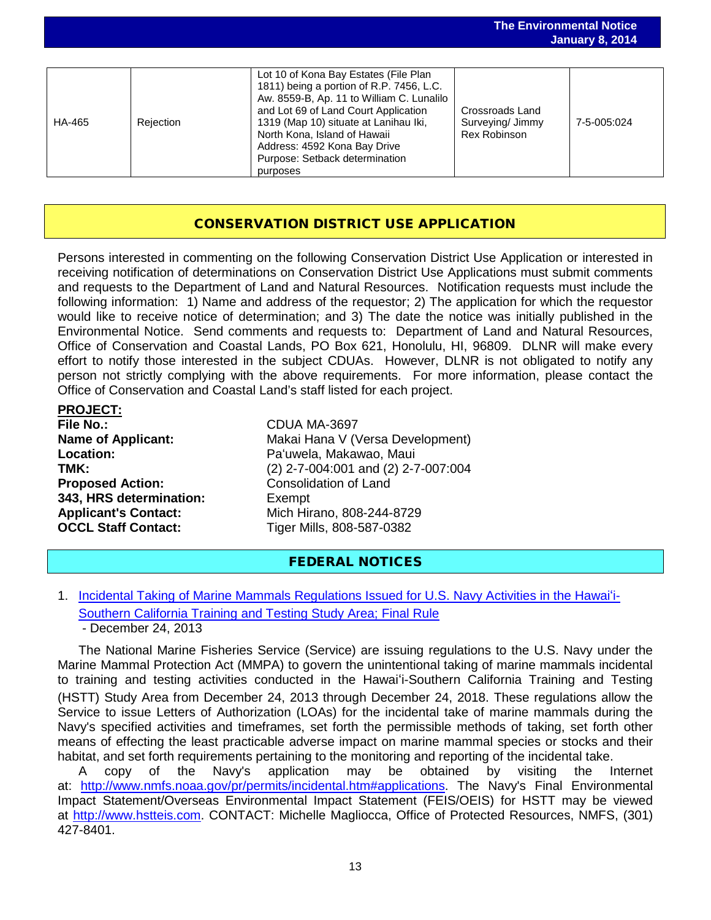| HA-465 | Rejection | Lot 10 of Kona Bay Estates (File Plan 1811) being a portion of R.P. 7456, L.C. Aw. 8559-B, Ap. 11 to William C. Lunalilo and Lot 69 of Land Court Application 1319 (Map 10) situate at Lanihau Iki, North Kona, Island of Hawaii Address: 4592 Kona Bay Drive Purpose: Setback determination purposes | Crossroads Land Surveying/ Jimmy Rex Robinson | 7-5-005:024 |
|---|---|---|---|---|

## CONSERVATION DISTRICT USE APPLICATION

Persons interested in commenting on the following Conservation District Use Application or interested in receiving notification of determinations on Conservation District Use Applications must submit comments and requests to the Department of Land and Natural Resources. Notification requests must include the following information: 1) Name and address of the requestor; 2) The application for which the requestor would like to receive notice of determination; and 3) The date the notice was initially published in the Environmental Notice. Send comments and requests to: Department of Land and Natural Resources, Office of Conservation and Coastal Lands, PO Box 621, Honolulu, HI, 96809. DLNR will make every effort to notify those interested in the subject CDUAs. However, DLNR is not obligated to notify any person not strictly complying with the above requirements. For more information, please contact the Office of Conservation and Coastal Land's staff listed for each project.

**PROJECT:**

**File No.:** CDUA MA-3697
**Name of Applicant:** Makai Hana V (Versa Development)
**Location:** Pa'uwela, Makawao, Maui
**TMK:** (2) 2-7-004:001 and (2) 2-7-007:004
**Proposed Action:** Consolidation of Land
**343, HRS determination:** Exempt
**Applicant's Contact:** Mich Hirano, 808-244-8729
**OCCL Staff Contact:** Tiger Mills, 808-587-0382

## FEDERAL NOTICES

1. Incidental Taking of Marine Mammals Regulations Issued for U.S. Navy Activities in the Hawai'i-Southern California Training and Testing Study Area; Final Rule
 - December 24, 2013

The National Marine Fisheries Service (Service) are issuing regulations to the U.S. Navy under the Marine Mammal Protection Act (MMPA) to govern the unintentional taking of marine mammals incidental to training and testing activities conducted in the Hawai'i-Southern California Training and Testing (HSTT) Study Area from December 24, 2013 through December 24, 2018. These regulations allow the Service to issue Letters of Authorization (LOAs) for the incidental take of marine mammals during the Navy's specified activities and timeframes, set forth the permissible methods of taking, set forth other means of effecting the least practicable adverse impact on marine mammal species or stocks and their habitat, and set forth requirements pertaining to the monitoring and reporting of the incidental take.

A copy of the Navy's application may be obtained by visiting the Internet at: http://www.nmfs.noaa.gov/pr/permits/incidental.htm#applications. The Navy's Final Environmental Impact Statement/Overseas Environmental Impact Statement (FEIS/OEIS) for HSTT may be viewed at http://www.hstteis.com. CONTACT: Michelle Magliocca, Office of Protected Resources, NMFS, (301) 427-8401.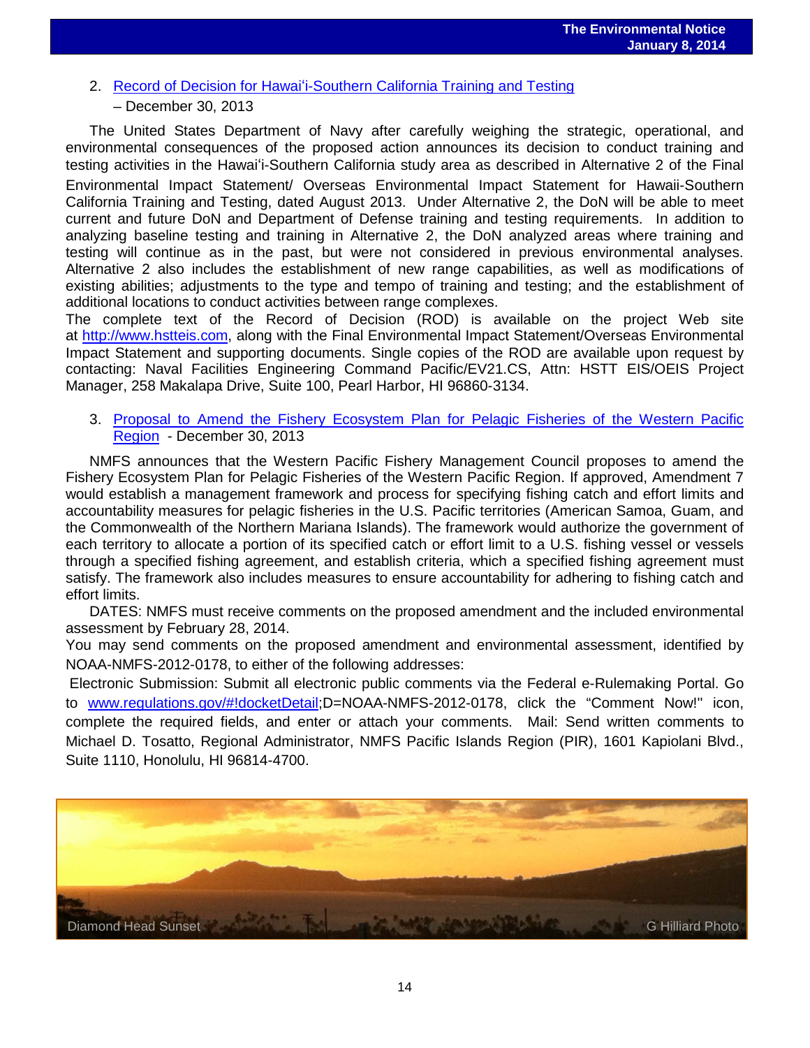2. [Record of Decision for Hawaiʻi-Southern California Training and Testing](#) – December 30, 2013

The United States Department of Navy after carefully weighing the strategic, operational, and environmental consequences of the proposed action announces its decision to conduct training and testing activities in the Hawaiʻi-Southern California study area as described in Alternative 2 of the Final Environmental Impact Statement/ Overseas Environmental Impact Statement for Hawaii-Southern California Training and Testing, dated August 2013. Under Alternative 2, the DoN will be able to meet current and future DoN and Department of Defense training and testing requirements. In addition to analyzing baseline testing and training in Alternative 2, the DoN analyzed areas where training and testing will continue as in the past, but were not considered in previous environmental analyses. Alternative 2 also includes the establishment of new range capabilities, as well as modifications of existing abilities; adjustments to the type and tempo of training and testing; and the establishment of additional locations to conduct activities between range complexes.

The complete text of the Record of Decision (ROD) is available on the project Web site at http://www.hstteis.com, along with the Final Environmental Impact Statement/Overseas Environmental Impact Statement and supporting documents. Single copies of the ROD are available upon request by contacting: Naval Facilities Engineering Command Pacific/EV21.CS, Attn: HSTT EIS/OEIS Project Manager, 258 Makalapa Drive, Suite 100, Pearl Harbor, HI 96860-3134.

3. [Proposal to Amend the Fishery Ecosystem Plan for Pelagic Fisheries of the Western Pacific Region](#) - December 30, 2013

NMFS announces that the Western Pacific Fishery Management Council proposes to amend the Fishery Ecosystem Plan for Pelagic Fisheries of the Western Pacific Region. If approved, Amendment 7 would establish a management framework and process for specifying fishing catch and effort limits and accountability measures for pelagic fisheries in the U.S. Pacific territories (American Samoa, Guam, and the Commonwealth of the Northern Mariana Islands). The framework would authorize the government of each territory to allocate a portion of its specified catch or effort limit to a U.S. fishing vessel or vessels through a specified fishing agreement, and establish criteria, which a specified fishing agreement must satisfy. The framework also includes measures to ensure accountability for adhering to fishing catch and effort limits.

DATES: NMFS must receive comments on the proposed amendment and the included environmental assessment by February 28, 2014.

You may send comments on the proposed amendment and environmental assessment, identified by NOAA-NMFS-2012-0178, to either of the following addresses:

Electronic Submission: Submit all electronic public comments via the Federal e-Rulemaking Portal. Go to www.regulations.gov/#!docketDetail;D=NOAA-NMFS-2012-0178, click the "Comment Now!" icon, complete the required fields, and enter or attach your comments. Mail: Send written comments to Michael D. Tosatto, Regional Administrator, NMFS Pacific Islands Region (PIR), 1601 Kapiolani Blvd., Suite 1110, Honolulu, HI 96814-4700.

Diamond Head Sunset — G Hilliard Photo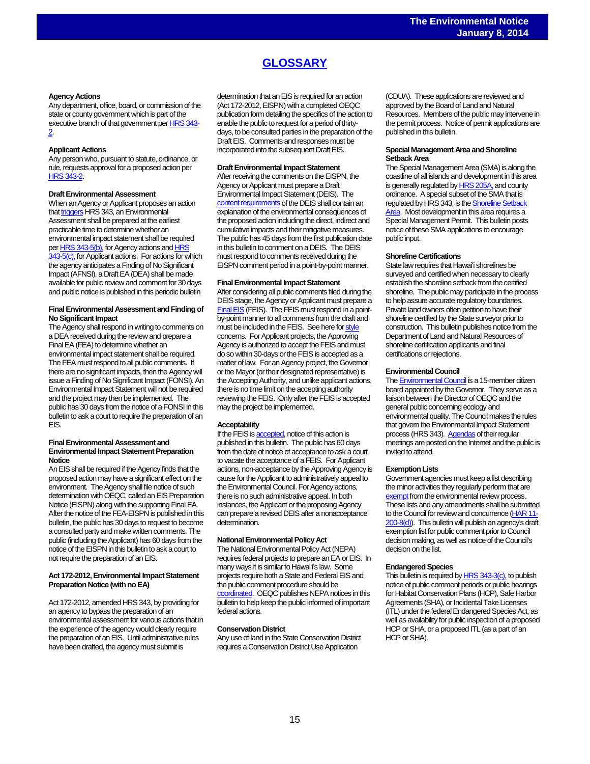# GLOSSARY

### Agency Actions

Any department, office, board, or commission of the state or county government which is part of the executive branch of that government per HRS 343-2.

### Applicant Actions

Any person who, pursuant to statute, ordinance, or rule, requests approval for a proposed action per HRS 343-2.

### Draft Environmental Assessment

When an Agency or Applicant proposes an action that triggers HRS 343, an Environmental Assessment shall be prepared at the earliest practicable time to determine whether an environmental impact statement shall be required per HRS 343-5(b), for Agency actions and HRS 343-5(c), for Applicant actions. For actions for which the agency anticipates a Finding of No Significant Impact (AFNSI), a Draft EA (DEA) shall be made available for public review and comment for 30 days and public notice is published in this periodic bulletin

### Final Environmental Assessment and Finding of No Significant Impact

The Agency shall respond in writing to comments on a DEA received during the review and prepare a Final EA (FEA) to determine whether an environmental impact statement shall be required. The FEA must respond to all public comments. If there are no significant impacts, then the Agency will issue a Finding of No Significant Impact (FONSI). An Environmental Impact Statement will not be required and the project may then be implemented. The public has 30 days from the notice of a FONSI in this bulletin to ask a court to require the preparation of an EIS.

### Final Environmental Assessment and Environmental Impact Statement Preparation Notice

An EIS shall be required if the Agency finds that the proposed action may have a significant effect on the environment. The Agency shall file notice of such determination with OEQC, called an EIS Preparation Notice (EISPN) along with the supporting Final EA. After the notice of the FEA-EISPN is published in this bulletin, the public has 30 days to request to become a consulted party and make written comments. The public (including the Applicant) has 60 days from the notice of the EISPN in this bulletin to ask a court to not require the preparation of an EIS.

### Act 172-2012, Environmental Impact Statement Preparation Notice (with no EA)

Act 172-2012, amended HRS 343, by providing for an agency to bypass the preparation of an environmental assessment for various actions that in the experience of the agency would clearly require the preparation of an EIS. Until administrative rules have been drafted, the agency must submit is determination that an EIS is required for an action (Act 172-2012, EISPN) with a completed OEQC publication form detailing the specifics of the action to enable the public to request for a period of thirty-days, to be consulted parties in the preparation of the Draft EIS. Comments and responses must be incorporated into the subsequent Draft EIS.

### Draft Environmental Impact Statement

After receiving the comments on the EISPN, the Agency or Applicant must prepare a Draft Environmental Impact Statement (DEIS). The content requirements of the DEIS shall contain an explanation of the environmental consequences of the proposed action including the direct, indirect and cumulative impacts and their mitigative measures. The public has 45 days from the first publication date in this bulletin to comment on a DEIS. The DEIS must respond to comments received during the EISPN comment period in a point-by-point manner.

### Final Environmental Impact Statement

After considering all public comments filed during the DEIS stage, the Agency or Applicant must prepare a Final EIS (FEIS). The FEIS must respond in a point-by-point manner to all comments from the draft and must be included in the FEIS. See here for style concerns. For Applicant projects, the Approving Agency is authorized to accept the FEIS and must do so within 30-days or the FEIS is accepted as a matter of law. For an Agency project, the Governor or the Mayor (or their designated representative) is the Accepting Authority, and unlike applicant actions, there is no time limit on the accepting authority reviewing the FEIS. Only after the FEIS is accepted may the project be implemented.

### Acceptability

If the FEIS is accepted, notice of this action is published in this bulletin. The public has 60 days from the date of notice of acceptance to ask a court to vacate the acceptance of a FEIS. For Applicant actions, non-acceptance by the Approving Agency is cause for the Applicant to administratively appeal to the Environmental Council. For Agency actions, there is no such administrative appeal. In both instances, the Applicant or the proposing Agency can prepare a revised DEIS after a nonacceptance determination.

### National Environmental Policy Act

The National Environmental Policy Act (NEPA) requires federal projects to prepare an EA or EIS. In many ways it is similar to Hawai'i's law. Some projects require both a State and Federal EIS and the public comment procedure should be coordinated. OEQC publishes NEPA notices in this bulletin to help keep the public informed of important federal actions.

### Conservation District

Any use of land in the State Conservation District requires a Conservation District Use Application (CDUA). These applications are reviewed and approved by the Board of Land and Natural Resources. Members of the public may intervene in the permit process. Notice of permit applications are published in this bulletin.

### Special Management Area and Shoreline Setback Area

The Special Management Area (SMA) is along the coastline of all islands and development in this area is generally regulated by HRS 205A, and county ordinance. A special subset of the SMA that is regulated by HRS 343, is the Shoreline Setback Area. Most development in this area requires a Special Management Permit. This bulletin posts notice of these SMA applications to encourage public input.

### Shoreline Certifications

State law requires that Hawai'i shorelines be surveyed and certified when necessary to clearly establish the shoreline setback from the certified shoreline. The public may participate in the process to help assure accurate regulatory boundaries. Private land owners often petition to have their shoreline certified by the State surveyor prior to construction. This bulletin publishes notice from the Department of Land and Natural Resources of shoreline certification applicants and final certifications or rejections.

### Environmental Council

The Environmental Council is a 15-member citizen board appointed by the Governor. They serve as a liaison between the Director of OEQC and the general public concerning ecology and environmental quality. The Council makes the rules that govern the Environmental Impact Statement process (HRS 343). Agendas of their regular meetings are posted on the Internet and the public is invited to attend.

### Exemption Lists

Government agencies must keep a list describing the minor activities they regularly perform that are exempt from the environmental review process. These lists and any amendments shall be submitted to the Council for review and concurrence (HAR 11-200-8(d)). This bulletin will publish an agency's draft exemption list for public comment prior to Council decision making, as well as notice of the Council's decision on the list.

### Endangered Species

This bulletin is required by HRS 343-3(c), to publish notice of public comment periods or public hearings for Habitat Conservation Plans (HCP), Safe Harbor Agreements (SHA), or Incidental Take Licenses (ITL) under the federal Endangered Species Act, as well as availability for public inspection of a proposed HCP or SHA, or a proposed ITL (as a part of an HCP or SHA).